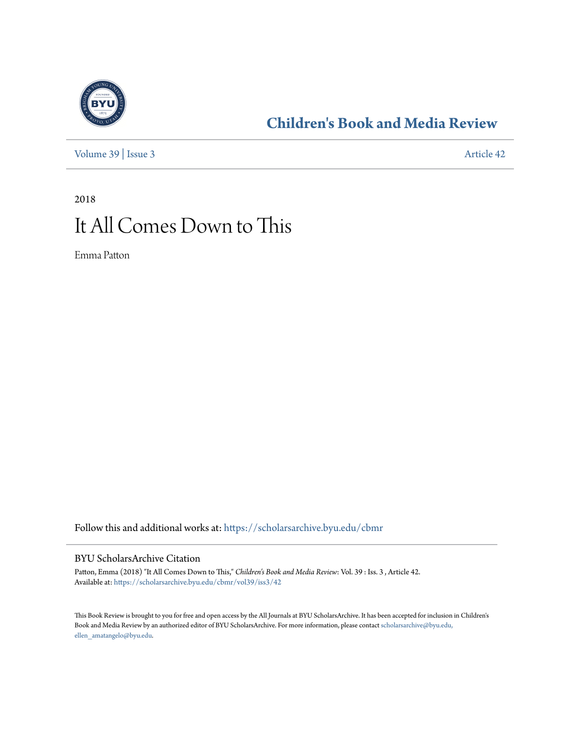# Children's Book and Media Review

Volume 39 | Issue 3 Article 42

2018

# It All Comes Down to This

Emma Patton

Follow this and additional works at: https://scholarsarchive.byu.edu/cbmr

## BYU ScholarsArchive Citation

Patton, Emma (2018) "It All Comes Down to This," *Children's Book and Media Review*: Vol. 39 : Iss. 3 , Article 42.
Available at: https://scholarsarchive.byu.edu/cbmr/vol39/iss3/42

This Book Review is brought to you for free and open access by the All Journals at BYU ScholarsArchive. It has been accepted for inclusion in Children's Book and Media Review by an authorized editor of BYU ScholarsArchive. For more information, please contact scholarsarchive@byu.edu, ellen_amatangelo@byu.edu.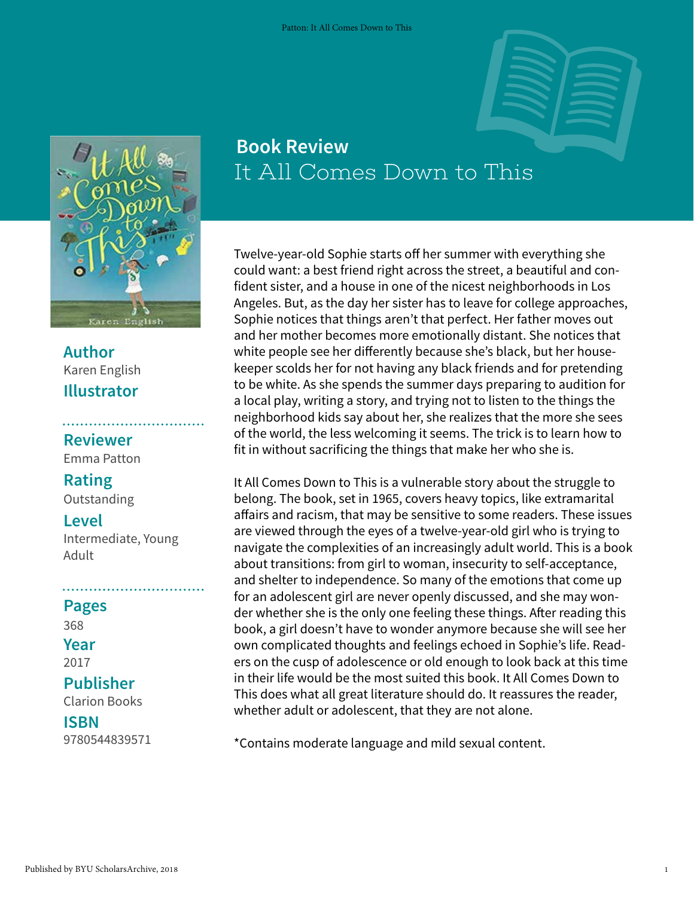## Book Review

# It All Comes Down to This

**Author**
Karen English

**Illustrator**

**Reviewer**
Emma Patton

**Rating**
Outstanding

**Level**
Intermediate, Young Adult

**Pages**
368

**Year**
2017

**Publisher**
Clarion Books

**ISBN**
9780544839571

Twelve-year-old Sophie starts off her summer with everything she could want: a best friend right across the street, a beautiful and confident sister, and a house in one of the nicest neighborhoods in Los Angeles. But, as the day her sister has to leave for college approaches, Sophie notices that things aren't that perfect. Her father moves out and her mother becomes more emotionally distant. She notices that white people see her differently because she's black, but her housekeeper scolds her for not having any black friends and for pretending to be white. As she spends the summer days preparing to audition for a local play, writing a story, and trying not to listen to the things the neighborhood kids say about her, she realizes that the more she sees of the world, the less welcoming it seems. The trick is to learn how to fit in without sacrificing the things that make her who she is.

It All Comes Down to This is a vulnerable story about the struggle to belong. The book, set in 1965, covers heavy topics, like extramarital affairs and racism, that may be sensitive to some readers. These issues are viewed through the eyes of a twelve-year-old girl who is trying to navigate the complexities of an increasingly adult world. This is a book about transitions: from girl to woman, insecurity to self-acceptance, and shelter to independence. So many of the emotions that come up for an adolescent girl are never openly discussed, and she may wonder whether she is the only one feeling these things. After reading this book, a girl doesn't have to wonder anymore because she will see her own complicated thoughts and feelings echoed in Sophie's life. Readers on the cusp of adolescence or old enough to look back at this time in their life would be the most suited this book. It All Comes Down to This does what all great literature should do. It reassures the reader, whether adult or adolescent, that they are not alone.

*Contains moderate language and mild sexual content.